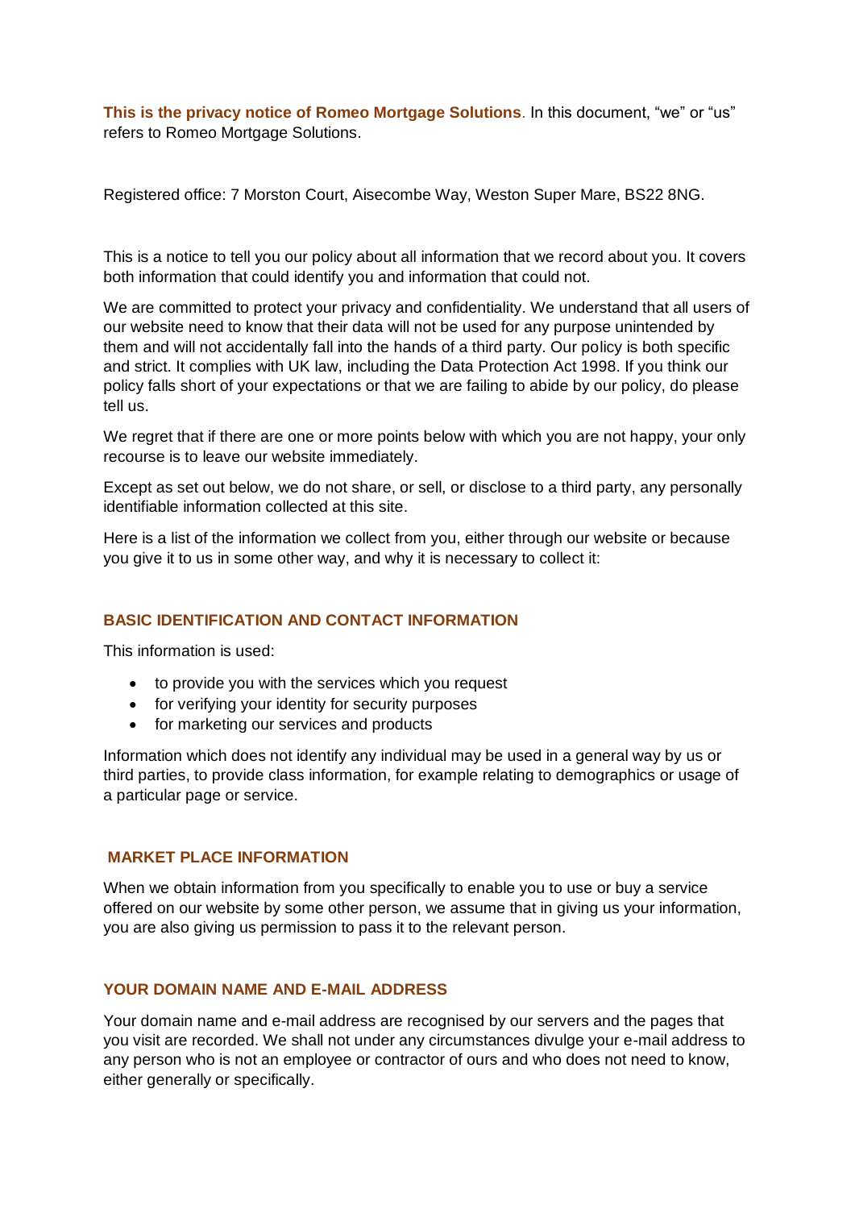**This is the privacy notice of Romeo Mortgage Solutions**. In this document, “we” or “us” refers to Romeo Mortgage Solutions.

Registered office: 7 Morston Court, Aisecombe Way, Weston Super Mare, BS22 8NG.

This is a notice to tell you our policy about all information that we record about you. It covers both information that could identify you and information that could not.

We are committed to protect your privacy and confidentiality. We understand that all users of our website need to know that their data will not be used for any purpose unintended by them and will not accidentally fall into the hands of a third party. Our policy is both specific and strict. It complies with UK law, including the Data Protection Act 1998. If you think our policy falls short of your expectations or that we are failing to abide by our policy, do please tell us.

We regret that if there are one or more points below with which you are not happy, your only recourse is to leave our website immediately.

Except as set out below, we do not share, or sell, or disclose to a third party, any personally identifiable information collected at this site.

Here is a list of the information we collect from you, either through our website or because you give it to us in some other way, and why it is necessary to collect it:

## BASIC IDENTIFICATION AND CONTACT INFORMATION

This information is used:

- to provide you with the services which you request
- for verifying your identity for security purposes
- for marketing our services and products

Information which does not identify any individual may be used in a general way by us or third parties, to provide class information, for example relating to demographics or usage of a particular page or service.

## MARKET PLACE INFORMATION

When we obtain information from you specifically to enable you to use or buy a service offered on our website by some other person, we assume that in giving us your information, you are also giving us permission to pass it to the relevant person.

## YOUR DOMAIN NAME AND E-MAIL ADDRESS

Your domain name and e-mail address are recognised by our servers and the pages that you visit are recorded. We shall not under any circumstances divulge your e-mail address to any person who is not an employee or contractor of ours and who does not need to know, either generally or specifically.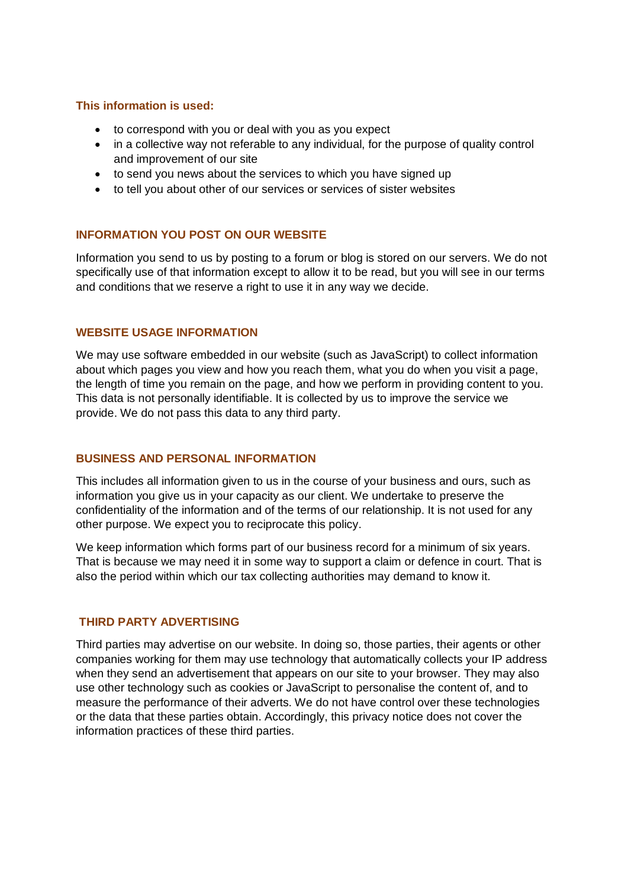**This information is used:**

- to correspond with you or deal with you as you expect
- in a collective way not referable to any individual, for the purpose of quality control and improvement of our site
- to send you news about the services to which you have signed up
- to tell you about other of our services or services of sister websites

## INFORMATION YOU POST ON OUR WEBSITE

Information you send to us by posting to a forum or blog is stored on our servers. We do not specifically use of that information except to allow it to be read, but you will see in our terms and conditions that we reserve a right to use it in any way we decide.

## WEBSITE USAGE INFORMATION

We may use software embedded in our website (such as JavaScript) to collect information about which pages you view and how you reach them, what you do when you visit a page, the length of time you remain on the page, and how we perform in providing content to you. This data is not personally identifiable. It is collected by us to improve the service we provide. We do not pass this data to any third party.

## BUSINESS AND PERSONAL INFORMATION

This includes all information given to us in the course of your business and ours, such as information you give us in your capacity as our client. We undertake to preserve the confidentiality of the information and of the terms of our relationship. It is not used for any other purpose. We expect you to reciprocate this policy.

We keep information which forms part of our business record for a minimum of six years. That is because we may need it in some way to support a claim or defence in court. That is also the period within which our tax collecting authorities may demand to know it.

## THIRD PARTY ADVERTISING

Third parties may advertise on our website. In doing so, those parties, their agents or other companies working for them may use technology that automatically collects your IP address when they send an advertisement that appears on our site to your browser. They may also use other technology such as cookies or JavaScript to personalise the content of, and to measure the performance of their adverts. We do not have control over these technologies or the data that these parties obtain. Accordingly, this privacy notice does not cover the information practices of these third parties.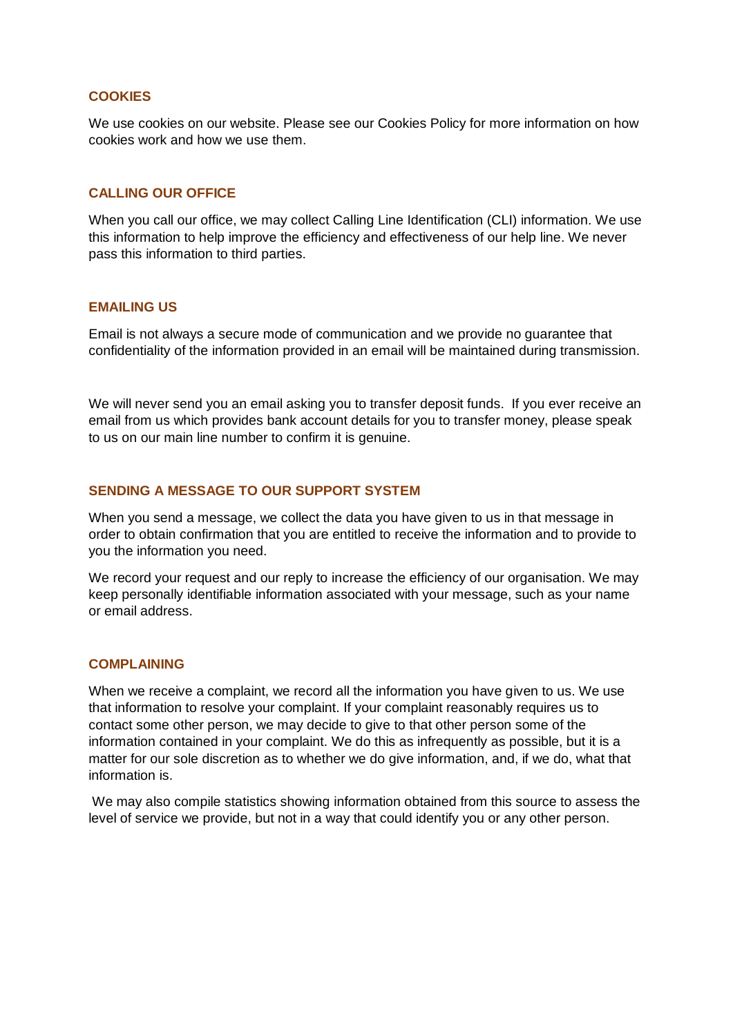## COOKIES

We use cookies on our website. Please see our Cookies Policy for more information on how cookies work and how we use them.

## CALLING OUR OFFICE

When you call our office, we may collect Calling Line Identification (CLI) information. We use this information to help improve the efficiency and effectiveness of our help line. We never pass this information to third parties.

## EMAILING US

Email is not always a secure mode of communication and we provide no guarantee that confidentiality of the information provided in an email will be maintained during transmission.

We will never send you an email asking you to transfer deposit funds. If you ever receive an email from us which provides bank account details for you to transfer money, please speak to us on our main line number to confirm it is genuine.

## SENDING A MESSAGE TO OUR SUPPORT SYSTEM

When you send a message, we collect the data you have given to us in that message in order to obtain confirmation that you are entitled to receive the information and to provide to you the information you need.

We record your request and our reply to increase the efficiency of our organisation. We may keep personally identifiable information associated with your message, such as your name or email address.

## COMPLAINING

When we receive a complaint, we record all the information you have given to us. We use that information to resolve your complaint. If your complaint reasonably requires us to contact some other person, we may decide to give to that other person some of the information contained in your complaint. We do this as infrequently as possible, but it is a matter for our sole discretion as to whether we do give information, and, if we do, what that information is.

We may also compile statistics showing information obtained from this source to assess the level of service we provide, but not in a way that could identify you or any other person.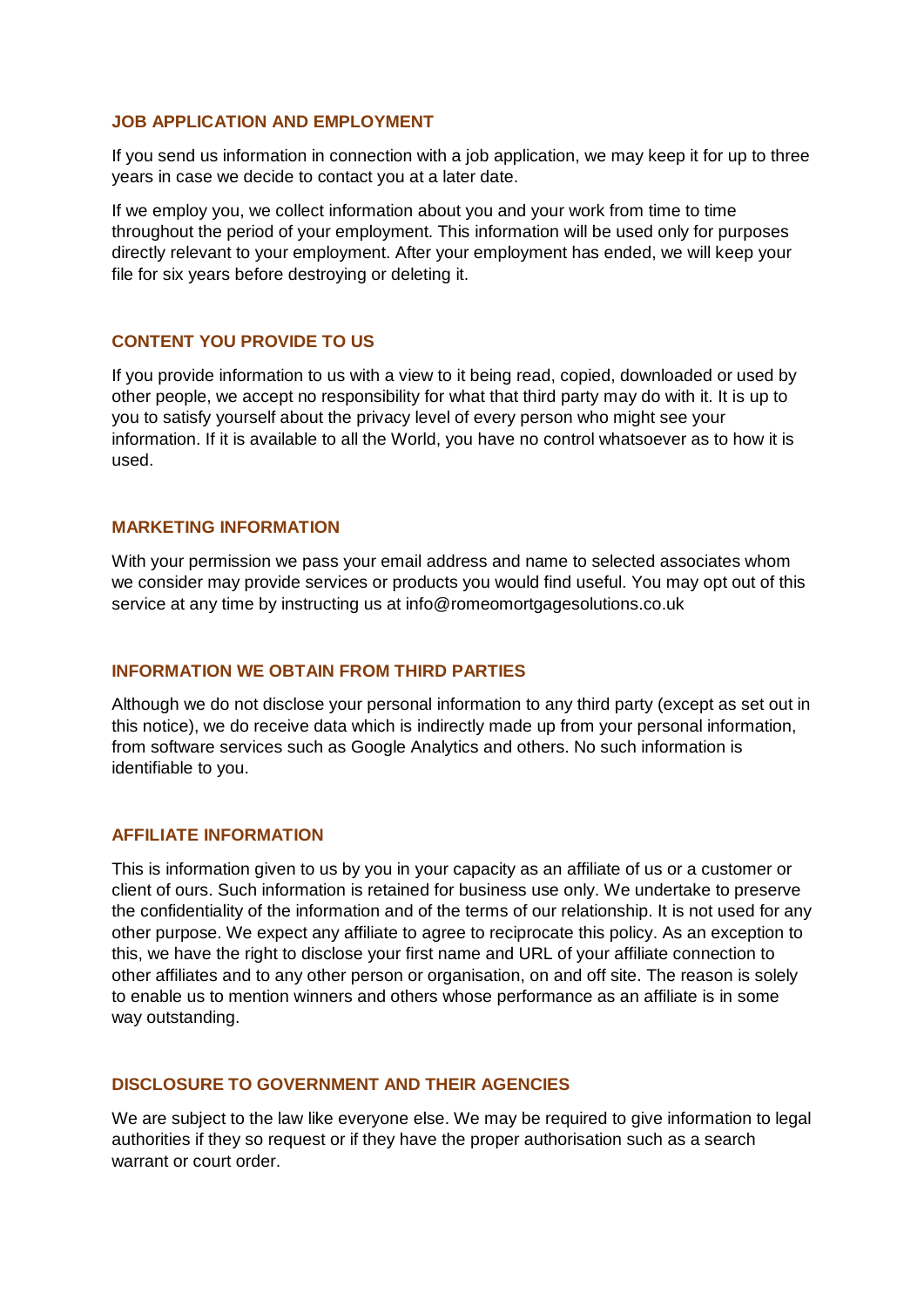### JOB APPLICATION AND EMPLOYMENT

If you send us information in connection with a job application, we may keep it for up to three years in case we decide to contact you at a later date.

If we employ you, we collect information about you and your work from time to time throughout the period of your employment. This information will be used only for purposes directly relevant to your employment. After your employment has ended, we will keep your file for six years before destroying or deleting it.

### CONTENT YOU PROVIDE TO US

If you provide information to us with a view to it being read, copied, downloaded or used by other people, we accept no responsibility for what that third party may do with it. It is up to you to satisfy yourself about the privacy level of every person who might see your information. If it is available to all the World, you have no control whatsoever as to how it is used.

### MARKETING INFORMATION

With your permission we pass your email address and name to selected associates whom we consider may provide services or products you would find useful. You may opt out of this service at any time by instructing us at info@romeomortgagesolutions.co.uk

### INFORMATION WE OBTAIN FROM THIRD PARTIES

Although we do not disclose your personal information to any third party (except as set out in this notice), we do receive data which is indirectly made up from your personal information, from software services such as Google Analytics and others. No such information is identifiable to you.

### AFFILIATE INFORMATION

This is information given to us by you in your capacity as an affiliate of us or a customer or client of ours. Such information is retained for business use only. We undertake to preserve the confidentiality of the information and of the terms of our relationship. It is not used for any other purpose. We expect any affiliate to agree to reciprocate this policy. As an exception to this, we have the right to disclose your first name and URL of your affiliate connection to other affiliates and to any other person or organisation, on and off site. The reason is solely to enable us to mention winners and others whose performance as an affiliate is in some way outstanding.

### DISCLOSURE TO GOVERNMENT AND THEIR AGENCIES

We are subject to the law like everyone else. We may be required to give information to legal authorities if they so request or if they have the proper authorisation such as a search warrant or court order.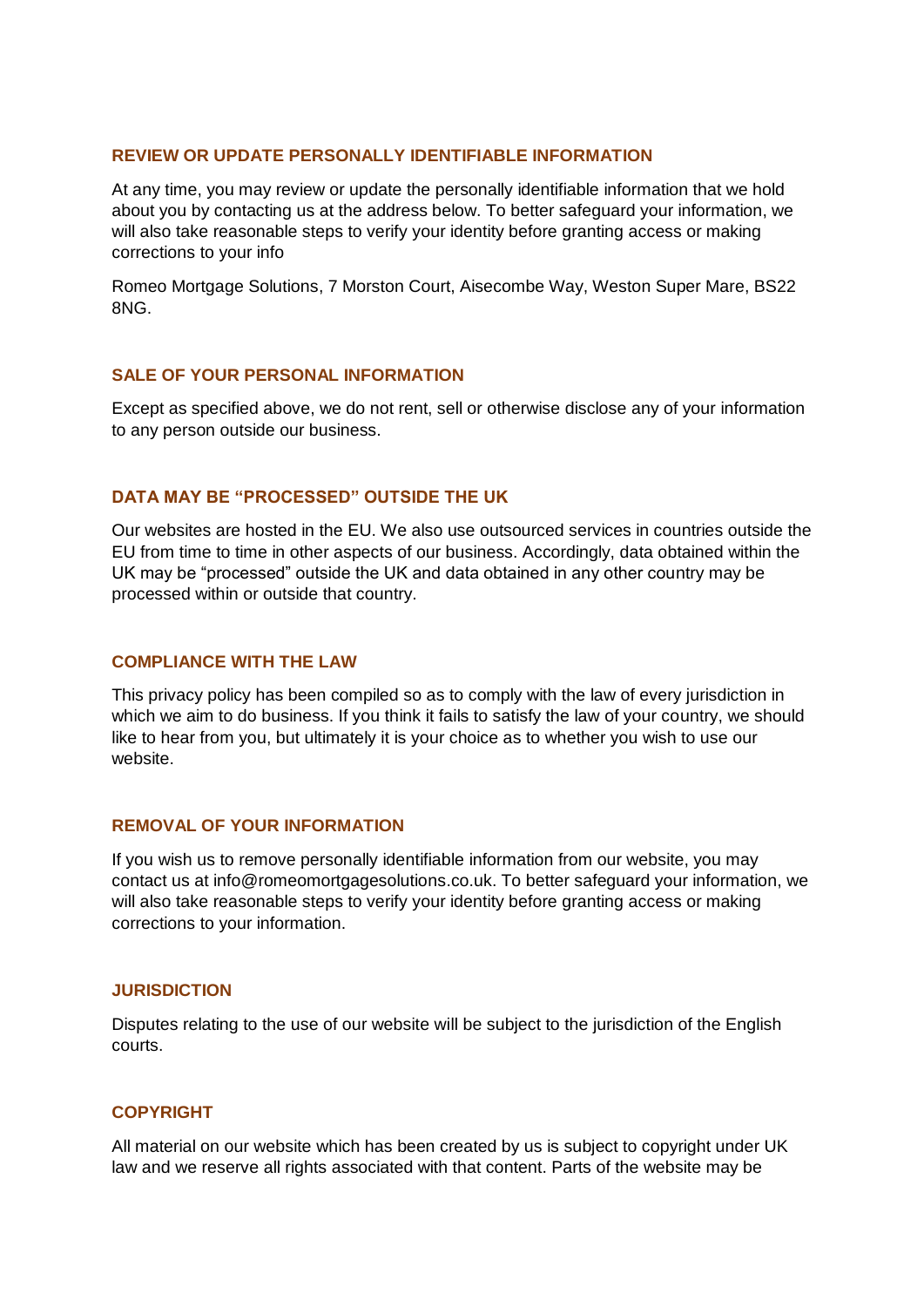## REVIEW OR UPDATE PERSONALLY IDENTIFIABLE INFORMATION

At any time, you may review or update the personally identifiable information that we hold about you by contacting us at the address below. To better safeguard your information, we will also take reasonable steps to verify your identity before granting access or making corrections to your info

Romeo Mortgage Solutions, 7 Morston Court, Aisecombe Way, Weston Super Mare, BS22 8NG.

## SALE OF YOUR PERSONAL INFORMATION

Except as specified above, we do not rent, sell or otherwise disclose any of your information to any person outside our business.

## DATA MAY BE "PROCESSED" OUTSIDE THE UK

Our websites are hosted in the EU. We also use outsourced services in countries outside the EU from time to time in other aspects of our business. Accordingly, data obtained within the UK may be "processed" outside the UK and data obtained in any other country may be processed within or outside that country.

## COMPLIANCE WITH THE LAW

This privacy policy has been compiled so as to comply with the law of every jurisdiction in which we aim to do business. If you think it fails to satisfy the law of your country, we should like to hear from you, but ultimately it is your choice as to whether you wish to use our website.

## REMOVAL OF YOUR INFORMATION

If you wish us to remove personally identifiable information from our website, you may contact us at info@romeomortgagesolutions.co.uk. To better safeguard your information, we will also take reasonable steps to verify your identity before granting access or making corrections to your information.

## JURISDICTION

Disputes relating to the use of our website will be subject to the jurisdiction of the English courts.

## COPYRIGHT

All material on our website which has been created by us is subject to copyright under UK law and we reserve all rights associated with that content. Parts of the website may be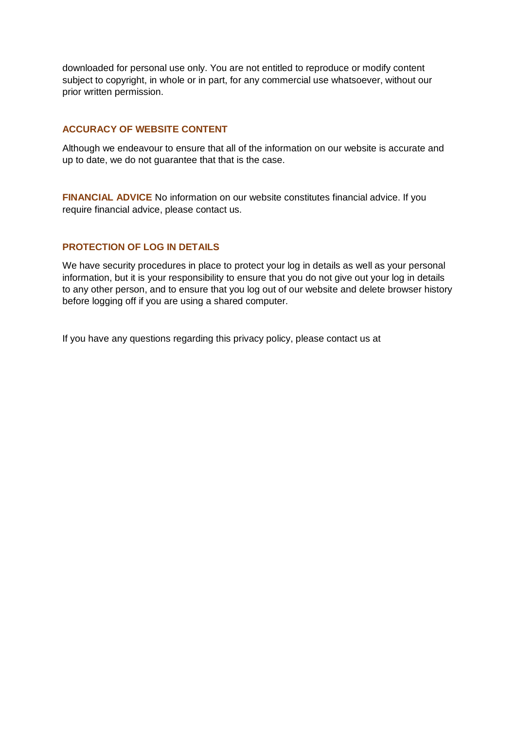downloaded for personal use only. You are not entitled to reproduce or modify content subject to copyright, in whole or in part, for any commercial use whatsoever, without our prior written permission.

## ACCURACY OF WEBSITE CONTENT

Although we endeavour to ensure that all of the information on our website is accurate and up to date, we do not guarantee that that is the case.

**FINANCIAL ADVICE** No information on our website constitutes financial advice. If you require financial advice, please contact us.

## PROTECTION OF LOG IN DETAILS

We have security procedures in place to protect your log in details as well as your personal information, but it is your responsibility to ensure that you do not give out your log in details to any other person, and to ensure that you log out of our website and delete browser history before logging off if you are using a shared computer.

If you have any questions regarding this privacy policy, please contact us at